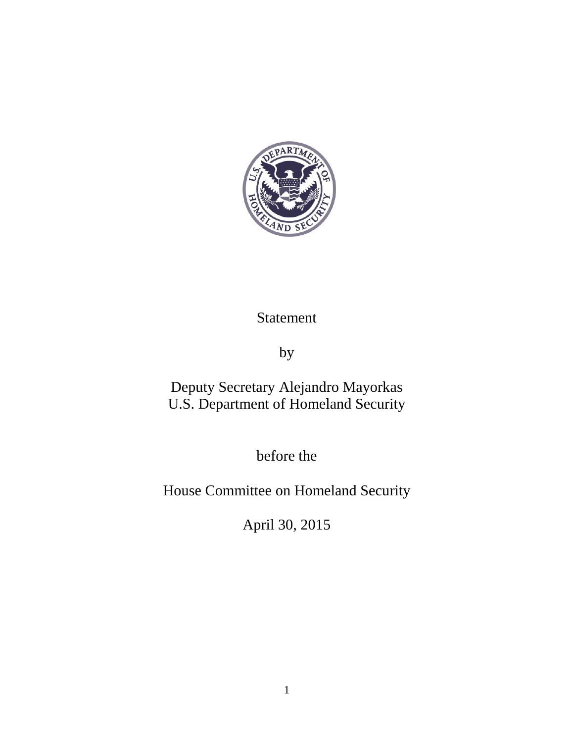Statement

by

Deputy Secretary Alejandro Mayorkas
U.S. Department of Homeland Security

before the

House Committee on Homeland Security

April 30, 2015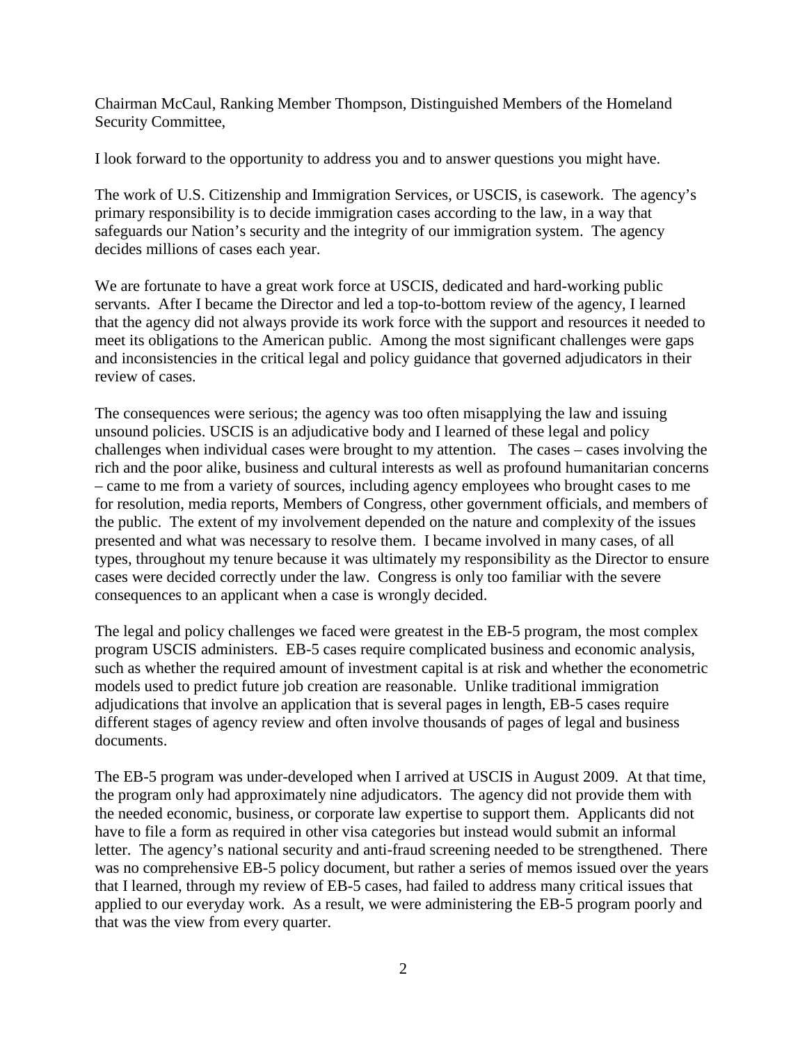Chairman McCaul, Ranking Member Thompson, Distinguished Members of the Homeland Security Committee,

I look forward to the opportunity to address you and to answer questions you might have.

The work of U.S. Citizenship and Immigration Services, or USCIS, is casework. The agency's primary responsibility is to decide immigration cases according to the law, in a way that safeguards our Nation's security and the integrity of our immigration system. The agency decides millions of cases each year.

We are fortunate to have a great work force at USCIS, dedicated and hard-working public servants. After I became the Director and led a top-to-bottom review of the agency, I learned that the agency did not always provide its work force with the support and resources it needed to meet its obligations to the American public. Among the most significant challenges were gaps and inconsistencies in the critical legal and policy guidance that governed adjudicators in their review of cases.

The consequences were serious; the agency was too often misapplying the law and issuing unsound policies. USCIS is an adjudicative body and I learned of these legal and policy challenges when individual cases were brought to my attention. The cases – cases involving the rich and the poor alike, business and cultural interests as well as profound humanitarian concerns – came to me from a variety of sources, including agency employees who brought cases to me for resolution, media reports, Members of Congress, other government officials, and members of the public. The extent of my involvement depended on the nature and complexity of the issues presented and what was necessary to resolve them. I became involved in many cases, of all types, throughout my tenure because it was ultimately my responsibility as the Director to ensure cases were decided correctly under the law. Congress is only too familiar with the severe consequences to an applicant when a case is wrongly decided.

The legal and policy challenges we faced were greatest in the EB-5 program, the most complex program USCIS administers. EB-5 cases require complicated business and economic analysis, such as whether the required amount of investment capital is at risk and whether the econometric models used to predict future job creation are reasonable. Unlike traditional immigration adjudications that involve an application that is several pages in length, EB-5 cases require different stages of agency review and often involve thousands of pages of legal and business documents.

The EB-5 program was under-developed when I arrived at USCIS in August 2009. At that time, the program only had approximately nine adjudicators. The agency did not provide them with the needed economic, business, or corporate law expertise to support them. Applicants did not have to file a form as required in other visa categories but instead would submit an informal letter. The agency's national security and anti-fraud screening needed to be strengthened. There was no comprehensive EB-5 policy document, but rather a series of memos issued over the years that I learned, through my review of EB-5 cases, had failed to address many critical issues that applied to our everyday work. As a result, we were administering the EB-5 program poorly and that was the view from every quarter.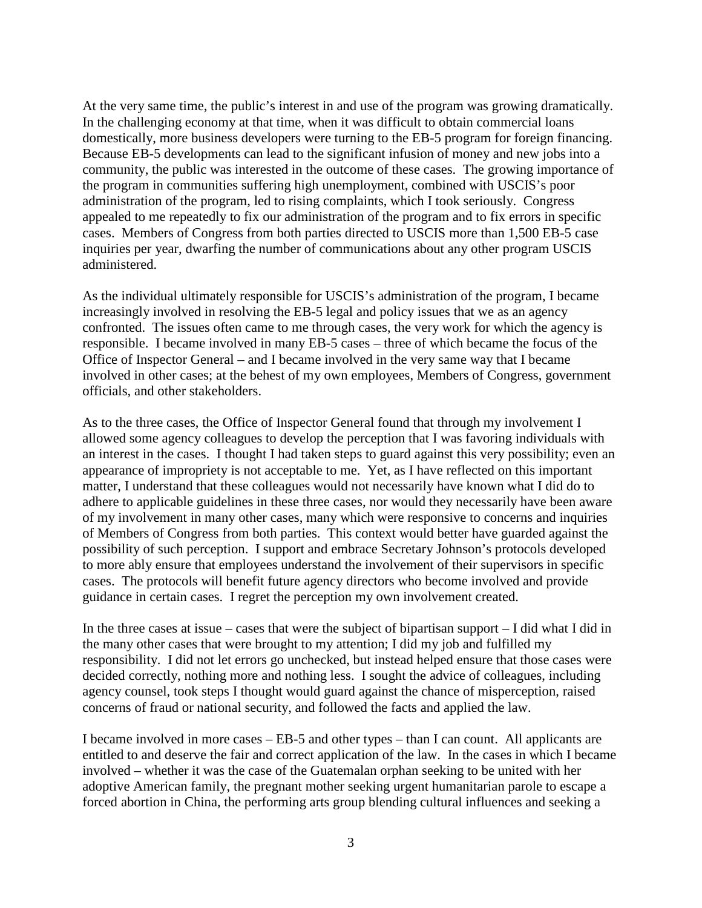At the very same time, the public's interest in and use of the program was growing dramatically. In the challenging economy at that time, when it was difficult to obtain commercial loans domestically, more business developers were turning to the EB-5 program for foreign financing. Because EB-5 developments can lead to the significant infusion of money and new jobs into a community, the public was interested in the outcome of these cases. The growing importance of the program in communities suffering high unemployment, combined with USCIS's poor administration of the program, led to rising complaints, which I took seriously. Congress appealed to me repeatedly to fix our administration of the program and to fix errors in specific cases. Members of Congress from both parties directed to USCIS more than 1,500 EB-5 case inquiries per year, dwarfing the number of communications about any other program USCIS administered.

As the individual ultimately responsible for USCIS's administration of the program, I became increasingly involved in resolving the EB-5 legal and policy issues that we as an agency confronted. The issues often came to me through cases, the very work for which the agency is responsible. I became involved in many EB-5 cases – three of which became the focus of the Office of Inspector General – and I became involved in the very same way that I became involved in other cases; at the behest of my own employees, Members of Congress, government officials, and other stakeholders.

As to the three cases, the Office of Inspector General found that through my involvement I allowed some agency colleagues to develop the perception that I was favoring individuals with an interest in the cases. I thought I had taken steps to guard against this very possibility; even an appearance of impropriety is not acceptable to me. Yet, as I have reflected on this important matter, I understand that these colleagues would not necessarily have known what I did do to adhere to applicable guidelines in these three cases, nor would they necessarily have been aware of my involvement in many other cases, many which were responsive to concerns and inquiries of Members of Congress from both parties. This context would better have guarded against the possibility of such perception. I support and embrace Secretary Johnson's protocols developed to more ably ensure that employees understand the involvement of their supervisors in specific cases. The protocols will benefit future agency directors who become involved and provide guidance in certain cases. I regret the perception my own involvement created.

In the three cases at issue – cases that were the subject of bipartisan support – I did what I did in the many other cases that were brought to my attention; I did my job and fulfilled my responsibility. I did not let errors go unchecked, but instead helped ensure that those cases were decided correctly, nothing more and nothing less. I sought the advice of colleagues, including agency counsel, took steps I thought would guard against the chance of misperception, raised concerns of fraud or national security, and followed the facts and applied the law.

I became involved in more cases – EB-5 and other types – than I can count. All applicants are entitled to and deserve the fair and correct application of the law. In the cases in which I became involved – whether it was the case of the Guatemalan orphan seeking to be united with her adoptive American family, the pregnant mother seeking urgent humanitarian parole to escape a forced abortion in China, the performing arts group blending cultural influences and seeking a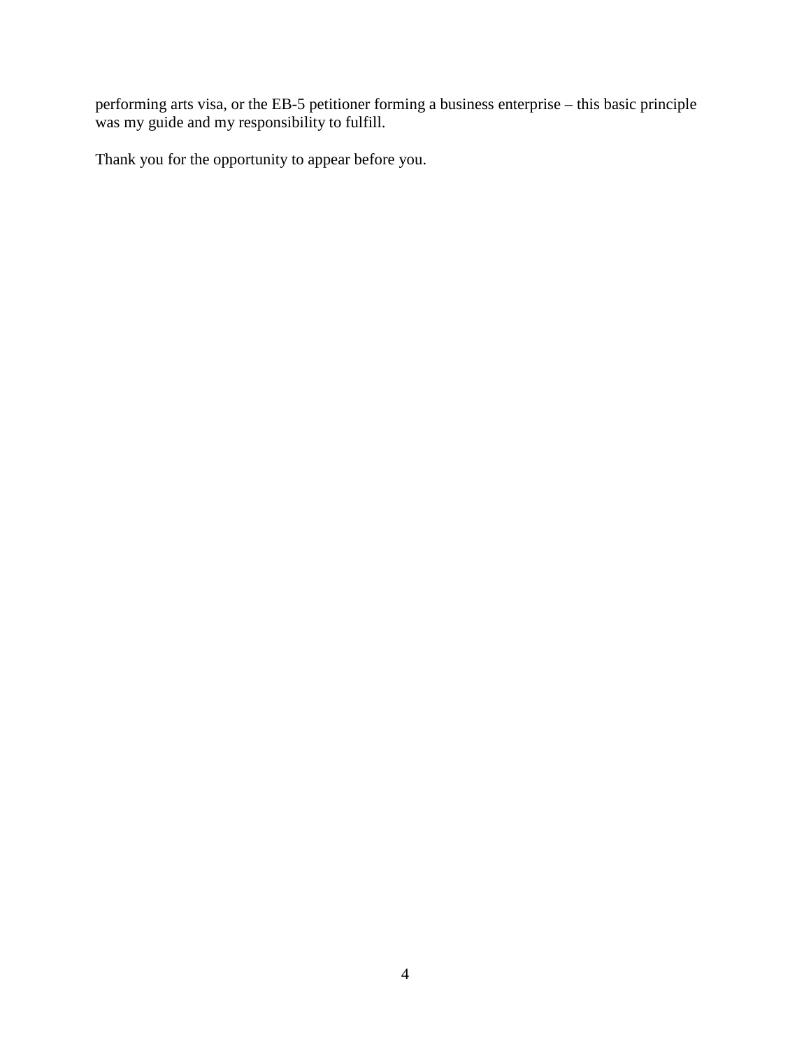performing arts visa, or the EB-5 petitioner forming a business enterprise – this basic principle was my guide and my responsibility to fulfill.

Thank you for the opportunity to appear before you.